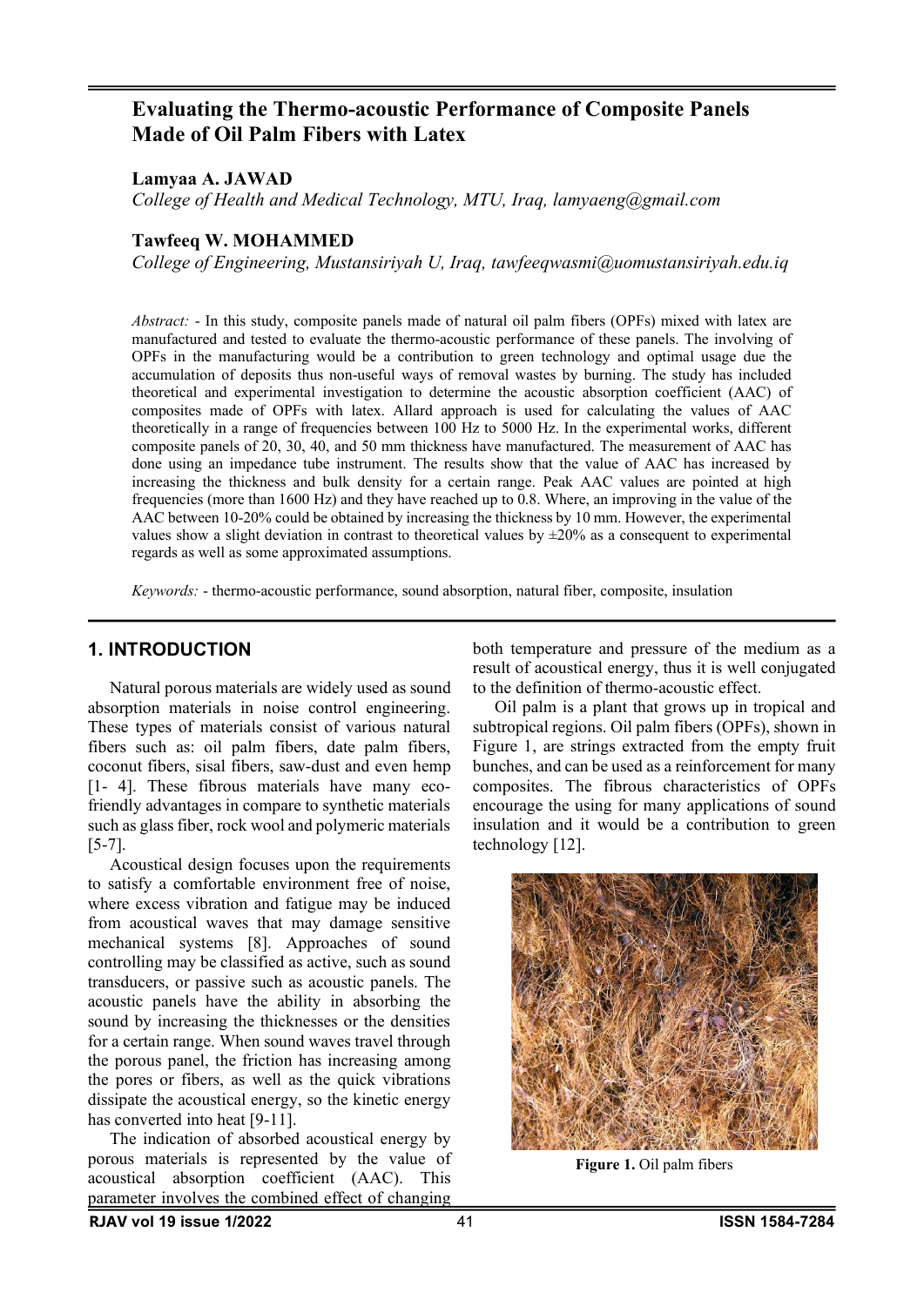# Evaluating the Thermo-acoustic Performance of Composite Panels Made of Oil Palm Fibers with Latex

**Lamyaa A. JAWAD**

*College of Health and Medical Technology, MTU, Iraq, lamyaeng@gmail.com*

**Tawfeeq W. MOHAMMED**

*College of Engineering, Mustansiriyah U, Iraq, tawfeeqwasmi@uomustansiriyah.edu.iq*

*Abstract:* - In this study, composite panels made of natural oil palm fibers (OPFs) mixed with latex are manufactured and tested to evaluate the thermo-acoustic performance of these panels. The involving of OPFs in the manufacturing would be a contribution to green technology and optimal usage due the accumulation of deposits thus non-useful ways of removal wastes by burning. The study has included theoretical and experimental investigation to determine the acoustic absorption coefficient (AAC) of composites made of OPFs with latex. Allard approach is used for calculating the values of AAC theoretically in a range of frequencies between 100 Hz to 5000 Hz. In the experimental works, different composite panels of 20, 30, 40, and 50 mm thickness have manufactured. The measurement of AAC has done using an impedance tube instrument. The results show that the value of AAC has increased by increasing the thickness and bulk density for a certain range. Peak AAC values are pointed at high frequencies (more than 1600 Hz) and they have reached up to 0.8. Where, an improving in the value of the AAC between 10-20% could be obtained by increasing the thickness by 10 mm. However, the experimental values show a slight deviation in contrast to theoretical values by ±20% as a consequent to experimental regards as well as some approximated assumptions.

*Keywords:* - thermo-acoustic performance, sound absorption, natural fiber, composite, insulation

## 1. INTRODUCTION

Natural porous materials are widely used as sound absorption materials in noise control engineering. These types of materials consist of various natural fibers such as: oil palm fibers, date palm fibers, coconut fibers, sisal fibers, saw-dust and even hemp [1- 4]. These fibrous materials have many eco-friendly advantages in compare to synthetic materials such as glass fiber, rock wool and polymeric materials [5-7].

Acoustical design focuses upon the requirements to satisfy a comfortable environment free of noise, where excess vibration and fatigue may be induced from acoustical waves that may damage sensitive mechanical systems [8]. Approaches of sound controlling may be classified as active, such as sound transducers, or passive such as acoustic panels. The acoustic panels have the ability in absorbing the sound by increasing the thicknesses or the densities for a certain range. When sound waves travel through the porous panel, the friction has increasing among the pores or fibers, as well as the quick vibrations dissipate the acoustical energy, so the kinetic energy has converted into heat [9-11].

The indication of absorbed acoustical energy by porous materials is represented by the value of acoustical absorption coefficient (AAC). This parameter involves the combined effect of changing both temperature and pressure of the medium as a result of acoustical energy, thus it is well conjugated to the definition of thermo-acoustic effect.

Oil palm is a plant that grows up in tropical and subtropical regions. Oil palm fibers (OPFs), shown in Figure 1, are strings extracted from the empty fruit bunches, and can be used as a reinforcement for many composites. The fibrous characteristics of OPFs encourage the using for many applications of sound insulation and it would be a contribution to green technology [12].

**Figure 1.** Oil palm fibers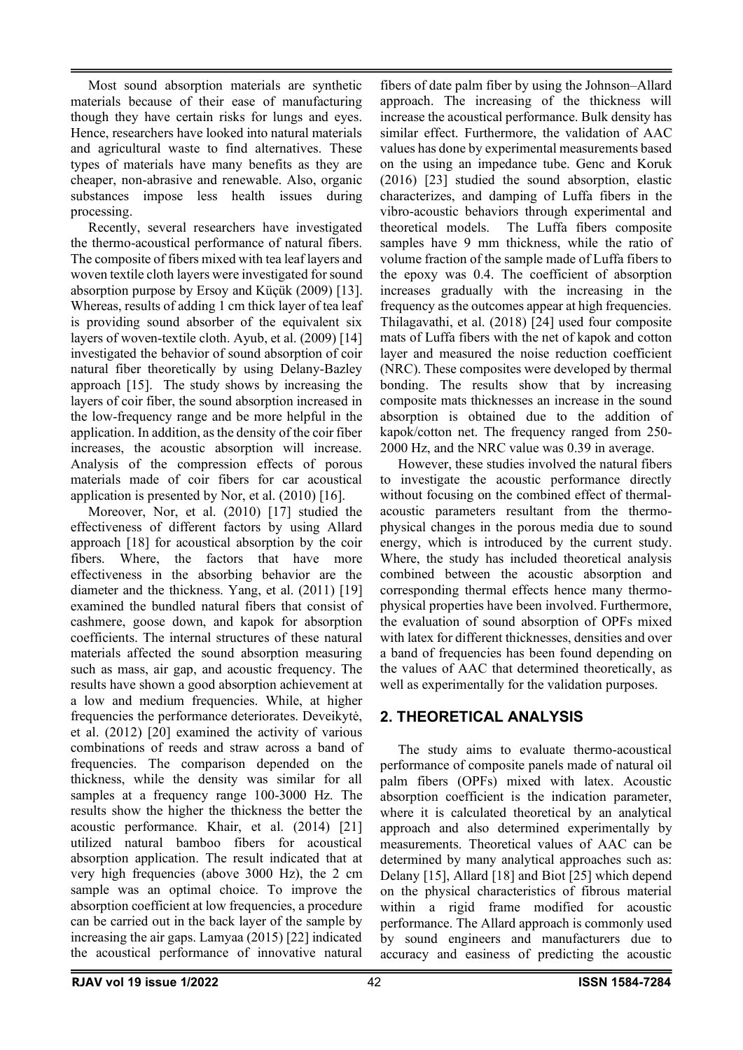Most sound absorption materials are synthetic materials because of their ease of manufacturing though they have certain risks for lungs and eyes. Hence, researchers have looked into natural materials and agricultural waste to find alternatives. These types of materials have many benefits as they are cheaper, non-abrasive and renewable. Also, organic substances impose less health issues during processing.

Recently, several researchers have investigated the thermo-acoustical performance of natural fibers. The composite of fibers mixed with tea leaf layers and woven textile cloth layers were investigated for sound absorption purpose by Ersoy and Küçük (2009) [13]. Whereas, results of adding 1 cm thick layer of tea leaf is providing sound absorber of the equivalent six layers of woven-textile cloth. Ayub, et al. (2009) [14] investigated the behavior of sound absorption of coir natural fiber theoretically by using Delany-Bazley approach [15]. The study shows by increasing the layers of coir fiber, the sound absorption increased in the low-frequency range and be more helpful in the application. In addition, as the density of the coir fiber increases, the acoustic absorption will increase. Analysis of the compression effects of porous materials made of coir fibers for car acoustical application is presented by Nor, et al. (2010) [16].

Moreover, Nor, et al. (2010) [17] studied the effectiveness of different factors by using Allard approach [18] for acoustical absorption by the coir fibers. Where, the factors that have more effectiveness in the absorbing behavior are the diameter and the thickness. Yang, et al. (2011) [19] examined the bundled natural fibers that consist of cashmere, goose down, and kapok for absorption coefficients. The internal structures of these natural materials affected the sound absorption measuring such as mass, air gap, and acoustic frequency. The results have shown a good absorption achievement at a low and medium frequencies. While, at higher frequencies the performance deteriorates. Deveikytė, et al. (2012) [20] examined the activity of various combinations of reeds and straw across a band of frequencies. The comparison depended on the thickness, while the density was similar for all samples at a frequency range 100-3000 Hz. The results show the higher the thickness the better the acoustic performance. Khair, et al. (2014) [21] utilized natural bamboo fibers for acoustical absorption application. The result indicated that at very high frequencies (above 3000 Hz), the 2 cm sample was an optimal choice. To improve the absorption coefficient at low frequencies, a procedure can be carried out in the back layer of the sample by increasing the air gaps. Lamyaa (2015) [22] indicated the acoustical performance of innovative natural fibers of date palm fiber by using the Johnson–Allard approach. The increasing of the thickness will increase the acoustical performance. Bulk density has similar effect. Furthermore, the validation of AAC values has done by experimental measurements based on the using an impedance tube. Genc and Koruk (2016) [23] studied the sound absorption, elastic characterizes, and damping of Luffa fibers in the vibro-acoustic behaviors through experimental and theoretical models. The Luffa fibers composite samples have 9 mm thickness, while the ratio of volume fraction of the sample made of Luffa fibers to the epoxy was 0.4. The coefficient of absorption increases gradually with the increasing in the frequency as the outcomes appear at high frequencies. Thilagavathi, et al. (2018) [24] used four composite mats of Luffa fibers with the net of kapok and cotton layer and measured the noise reduction coefficient (NRC). These composites were developed by thermal bonding. The results show that by increasing composite mats thicknesses an increase in the sound absorption is obtained due to the addition of kapok/cotton net. The frequency ranged from 250-2000 Hz, and the NRC value was 0.39 in average.

However, these studies involved the natural fibers to investigate the acoustic performance directly without focusing on the combined effect of thermal-acoustic parameters resultant from the thermo-physical changes in the porous media due to sound energy, which is introduced by the current study. Where, the study has included theoretical analysis combined between the acoustic absorption and corresponding thermal effects hence many thermo-physical properties have been involved. Furthermore, the evaluation of sound absorption of OPFs mixed with latex for different thicknesses, densities and over a band of frequencies has been found depending on the values of AAC that determined theoretically, as well as experimentally for the validation purposes.

## 2. THEORETICAL ANALYSIS

The study aims to evaluate thermo-acoustical performance of composite panels made of natural oil palm fibers (OPFs) mixed with latex. Acoustic absorption coefficient is the indication parameter, where it is calculated theoretical by an analytical approach and also determined experimentally by measurements. Theoretical values of AAC can be determined by many analytical approaches such as: Delany [15], Allard [18] and Biot [25] which depend on the physical characteristics of fibrous material within a rigid frame modified for acoustic performance. The Allard approach is commonly used by sound engineers and manufacturers due to accuracy and easiness of predicting the acoustic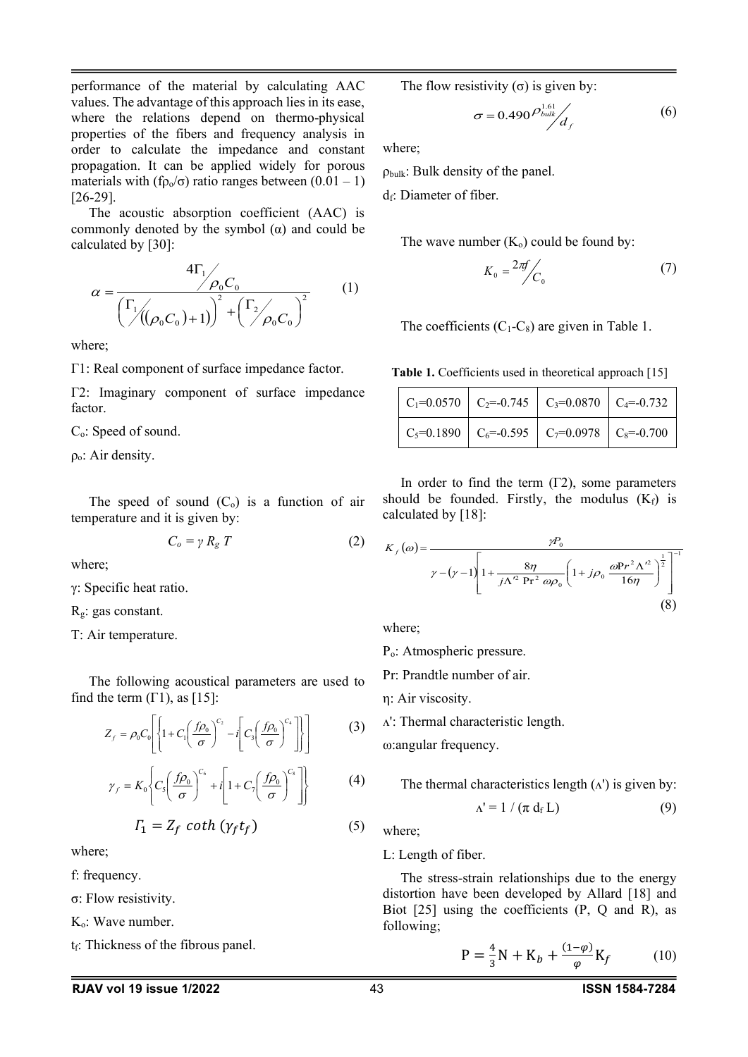performance of the material by calculating AAC values. The advantage of this approach lies in its ease, where the relations depend on thermo-physical properties of the fibers and frequency analysis in order to calculate the impedance and constant propagation. It can be applied widely for porous materials with ($f\rho_o/\sigma$) ratio ranges between (0.01 – 1) [26-29].

The acoustic absorption coefficient (AAC) is commonly denoted by the symbol ($\alpha$) and could be calculated by [30]:

$$\alpha = \frac{4\Gamma_1 / \rho_0 C_0}{\left(\Gamma_1 / ((\rho_0 C_0)+1)\right)^2 + \left(\Gamma_2 / \rho_0 C_0\right)^2} \tag{1}$$

where;

$\Gamma1$: Real component of surface impedance factor.

$\Gamma2$: Imaginary component of surface impedance factor.

$C_o$: Speed of sound.

$\rho_o$: Air density.

The speed of sound ($C_o$) is a function of air temperature and it is given by:

$$C_o = \gamma \, R_g \, T \tag{2}$$

where;

$\gamma$: Specific heat ratio.

$R_g$: gas constant.

T: Air temperature.

The following acoustical parameters are used to find the term ($\Gamma1$), as [15]:

$$Z_f = \rho_0 C_0 \left[ \left\{ 1 + C_1 \left( \frac{f\rho_0}{\sigma} \right)^{C_2} - i \left[ C_3 \left( \frac{f\rho_0}{\sigma} \right)^{C_4} \right] \right\} \right] \tag{3}$$

$$\gamma_f = K_0 \left\{ C_5 \left( \frac{f\rho_0}{\sigma} \right)^{C_6} + i \left[ 1 + C_7 \left( \frac{f\rho_0}{\sigma} \right)^{C_8} \right] \right\} \tag{4}$$

$$\Gamma_1 = Z_f \, coth\,(\gamma_f t_f) \tag{5}$$

where;

f: frequency.

$\sigma$: Flow resistivity.

$K_o$: Wave number.

$t_f$: Thickness of the fibrous panel.

The flow resistivity ($\sigma$) is given by:

$$\sigma = 0.490 \, \rho_{bulk}^{1.61} / d_f \tag{6}$$

where;

$\rho_{bulk}$: Bulk density of the panel.

$d_f$: Diameter of fiber.

The wave number ($K_o$) could be found by:

$$K_0 = 2\pi f / C_0 \tag{7}$$

The coefficients ($C_1$-$C_8$) are given in Table 1.

**Table 1.** Coefficients used in theoretical approach [15]

| | | | |
|---|---|---|---|
| $C_1$=0.0570 | $C_2$=-0.745 | $C_3$=0.0870 | $C_4$=-0.732 |
| $C_5$=0.1890 | $C_6$=-0.595 | $C_7$=0.0978 | $C_8$=-0.700 |

In order to find the term ($\Gamma2$), some parameters should be founded. Firstly, the modulus ($K_f$) is calculated by [18]:

$$K_f(\omega) = \frac{\gamma P_0}{\gamma - (\gamma - 1)\left[ 1 + \frac{8\eta}{j\Lambda'^2 \, \mathrm{Pr}^2 \, \omega\rho_0} \left( 1 + j\rho_0 \frac{\omega \mathrm{Pr}^2 \Lambda'^2}{16\eta} \right)^{\frac{1}{2}} \right]^{-1}} \tag{8}$$

where;

$P_o$: Atmospheric pressure.

Pr: Prandtle number of air.

$\eta$: Air viscosity.

$\Lambda'$: Thermal characteristic length.

$\omega$: angular frequency.

The thermal characteristics length ($\Lambda'$) is given by:

$$\Lambda' = 1 / (\pi \, d_f \, L) \tag{9}$$

where;

L: Length of fiber.

The stress-strain relationships due to the energy distortion have been developed by Allard [18] and Biot [25] using the coefficients (P, Q and R), as following;

$$\mathrm{P} = \frac{4}{3}\mathrm{N} + \mathrm{K}_b + \frac{(1-\varphi)}{\varphi}\mathrm{K}_f \tag{10}$$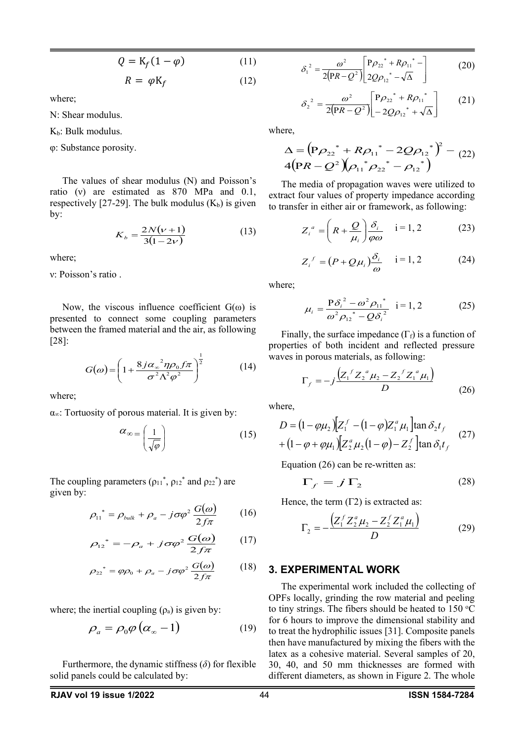$$Q = K_f(1-\varphi) \quad (11)$$

$$R = \varphi K_f \quad (12)$$

where;

N: Shear modulus.

$K_b$: Bulk modulus.

φ: Substance porosity.

The values of shear modulus (N) and Poisson's ratio (ν) are estimated as 870 MPa and 0.1, respectively [27-29]. The bulk modulus ($K_b$) is given by:

$$K_b = \frac{2N(\nu+1)}{3(1-2\nu)} \quad (13)$$

where;

ν: Poisson's ratio .

Now, the viscous influence coefficient G(ω) is presented to connect some coupling parameters between the framed material and the air, as following [28]:

$$G(\omega) = \left(1 + \frac{8j\alpha_\infty^2 \eta \rho_0 f \pi}{\sigma^2 \Lambda^2 \varphi^2}\right)^{\frac{1}{2}} \quad (14)$$

where;

$\alpha_\infty$: Tortuosity of porous material. It is given by:

$$\alpha_\infty = \left(\frac{1}{\sqrt{\varphi}}\right) \quad (15)$$

The coupling parameters ($\rho_{11}^*$, $\rho_{12}^*$ and $\rho_{22}^*$) are given by:

$$\rho_{11}^* = \rho_{bulk} + \rho_a - j\sigma\varphi^2 \frac{G(\omega)}{2f\pi} \quad (16)$$

$$\rho_{12}^* = -\rho_a + j\sigma\varphi^2 \frac{G(\omega)}{2f\pi} \quad (17)$$

$$\rho_{22}^* = \varphi\rho_0 + \rho_a - j\sigma\varphi^2 \frac{G(\omega)}{2f\pi} \quad (18)$$

where; the inertial coupling ($\rho_a$) is given by:

$$\rho_a = \rho_0 \varphi (\alpha_\infty - 1) \quad (19)$$

Furthermore, the dynamic stiffness ($\delta$) for flexible solid panels could be calculated by:

$$\delta_1^2 = \frac{\omega^2}{2(PR-Q^2)}\left[\begin{matrix} P\rho_{22}^* + R\rho_{11}^* - \\ 2Q\rho_{12}^* - \sqrt{\Delta} \end{matrix}\right] \quad (20)$$

$$\delta_2^2 = \frac{\omega^2}{2(PR-Q^2)}\left[\begin{matrix} P\rho_{22}^* + R\rho_{11}^* \\ -2Q\rho_{12}^* + \sqrt{\Delta} \end{matrix}\right] \quad (21)$$

where,

$$\Delta = \left(P\rho_{22}^* + R\rho_{11}^* - 2Q\rho_{12}^*\right)^2 - 4\left(PR - Q^2\right)\left(\rho_{11}^*\rho_{22}^* - \rho_{12}^*\right) \quad (22)$$

The media of propagation waves were utilized to extract four values of property impedance according to transfer in either air or framework, as following:

$$Z_i^a = \left(R + \frac{Q}{\mu_i}\right)\frac{\delta_i}{\varphi\omega} \quad i = 1, 2 \quad (23)$$

$$Z_i^f = (P + Q\mu_i)\frac{\delta_i}{\omega} \quad i = 1, 2 \quad (24)$$

where;

$$\mu_i = \frac{P\delta_i^2 - \omega^2\rho_{11}^*}{\omega^2\rho_{12}^* - Q\delta_i^2} \quad i = 1, 2 \quad (25)$$

Finally, the surface impedance ($\Gamma_f$) is a function of properties of both incident and reflected pressure waves in porous materials, as following:

$$\Gamma_f = -j\frac{\left(Z_1^f Z_2^a \mu_2 - Z_2^f Z_1^a \mu_1\right)}{D} \quad (26)$$

where,

$$D = (1 - \varphi\mu_2)\left[Z_1^f - (1-\varphi)Z_1^a \mu_1\right]\tan\delta_2 t_f + (1 - \varphi + \varphi\mu_1)\left[Z_2^a \mu_2 (1-\varphi) - Z_2^f\right]\tan\delta_1 t_f \quad (27)$$

Equation (26) can be re-written as:

$$\Gamma_f = j\,\Gamma_2 \quad (28)$$

Hence, the term (Γ2) is extracted as:

$$\Gamma_2 = -\frac{\left(Z_1^f Z_2^a \mu_2 - Z_2^f Z_1^a \mu_1\right)}{D} \quad (29)$$

## 3. EXPERIMENTAL WORK

The experimental work included the collecting of OPFs locally, grinding the row material and peeling to tiny strings. The fibers should be heated to 150 °C for 6 hours to improve the dimensional stability and to treat the hydrophilic issues [31]. Composite panels then have manufactured by mixing the fibers with the latex as a cohesive material. Several samples of 20, 30, 40, and 50 mm thicknesses are formed with different diameters, as shown in Figure 2. The whole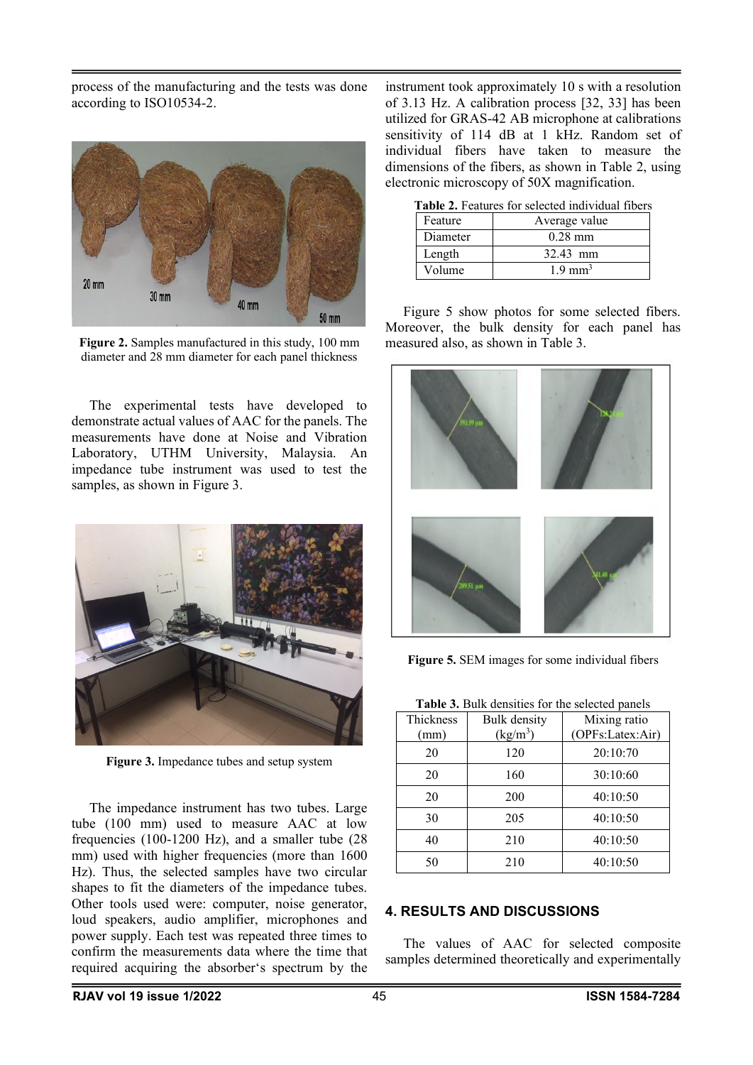process of the manufacturing and the tests was done according to ISO10534-2.

**Figure 2.** Samples manufactured in this study, 100 mm diameter and 28 mm diameter for each panel thickness

The experimental tests have developed to demonstrate actual values of AAC for the panels. The measurements have done at Noise and Vibration Laboratory, UTHM University, Malaysia. An impedance tube instrument was used to test the samples, as shown in Figure 3.

**Figure 3.** Impedance tubes and setup system

The impedance instrument has two tubes. Large tube (100 mm) used to measure AAC at low frequencies (100-1200 Hz), and a smaller tube (28 mm) used with higher frequencies (more than 1600 Hz). Thus, the selected samples have two circular shapes to fit the diameters of the impedance tubes. Other tools used were: computer, noise generator, loud speakers, audio amplifier, microphones and power supply. Each test was repeated three times to confirm the measurements data where the time that required acquiring the absorber's spectrum by the instrument took approximately 10 s with a resolution of 3.13 Hz. A calibration process [32, 33] has been utilized for GRAS-42 AB microphone at calibrations sensitivity of 114 dB at 1 kHz. Random set of individual fibers have taken to measure the dimensions of the fibers, as shown in Table 2, using electronic microscopy of 50X magnification.

**Table 2.** Features for selected individual fibers

| Feature | Average value |
|---|---|
| Diameter | 0.28 mm |
| Length | 32.43 mm |
| Volume | 1.9 $mm^3$ |

Figure 5 show photos for some selected fibers. Moreover, the bulk density for each panel has measured also, as shown in Table 3.

**Figure 5.** SEM images for some individual fibers

**Table 3.** Bulk densities for the selected panels

| Thickness (mm) | Bulk density ($kg/m^3$) | Mixing ratio (OPFs:Latex:Air) |
|---|---|---|
| 20 | 120 | 20:10:70 |
| 20 | 160 | 30:10:60 |
| 20 | 200 | 40:10:50 |
| 30 | 205 | 40:10:50 |
| 40 | 210 | 40:10:50 |
| 50 | 210 | 40:10:50 |

## 4. RESULTS AND DISCUSSIONS

The values of AAC for selected composite samples determined theoretically and experimentally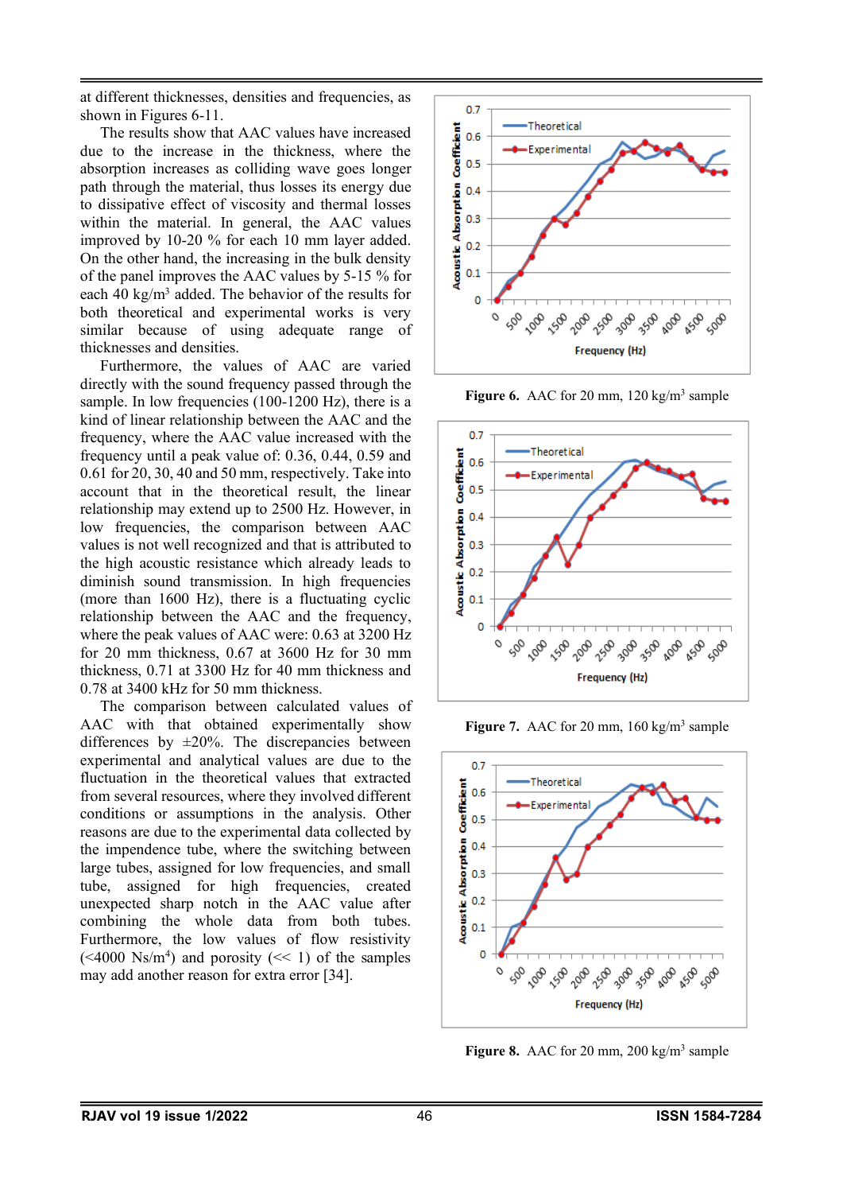at different thicknesses, densities and frequencies, as shown in Figures 6-11.

The results show that AAC values have increased due to the increase in the thickness, where the absorption increases as colliding wave goes longer path through the material, thus losses its energy due to dissipative effect of viscosity and thermal losses within the material. In general, the AAC values improved by 10-20 % for each 10 mm layer added. On the other hand, the increasing in the bulk density of the panel improves the AAC values by 5-15 % for each 40 kg/m$^3$ added. The behavior of the results for both theoretical and experimental works is very similar because of using adequate range of thicknesses and densities.

Furthermore, the values of AAC are varied directly with the sound frequency passed through the sample. In low frequencies (100-1200 Hz), there is a kind of linear relationship between the AAC and the frequency, where the AAC value increased with the frequency until a peak value of: 0.36, 0.44, 0.59 and 0.61 for 20, 30, 40 and 50 mm, respectively. Take into account that in the theoretical result, the linear relationship may extend up to 2500 Hz. However, in low frequencies, the comparison between AAC values is not well recognized and that is attributed to the high acoustic resistance which already leads to diminish sound transmission. In high frequencies (more than 1600 Hz), there is a fluctuating cyclic relationship between the AAC and the frequency, where the peak values of AAC were: 0.63 at 3200 Hz for 20 mm thickness, 0.67 at 3600 Hz for 30 mm thickness, 0.71 at 3300 Hz for 40 mm thickness and 0.78 at 3400 kHz for 50 mm thickness.

The comparison between calculated values of AAC with that obtained experimentally show differences by ±20%. The discrepancies between experimental and analytical values are due to the fluctuation in the theoretical values that extracted from several resources, where they involved different conditions or assumptions in the analysis. Other reasons are due to the experimental data collected by the impendence tube, where the switching between large tubes, assigned for low frequencies, and small tube, assigned for high frequencies, created unexpected sharp notch in the AAC value after combining the whole data from both tubes. Furthermore, the low values of flow resistivity (<4000 Ns/m$^4$) and porosity (<< 1) of the samples may add another reason for extra error [34].

**Figure 6.** AAC for 20 mm, 120 kg/m$^3$ sample

**Figure 7.** AAC for 20 mm, 160 kg/m$^3$ sample

**Figure 8.** AAC for 20 mm, 200 kg/m$^3$ sample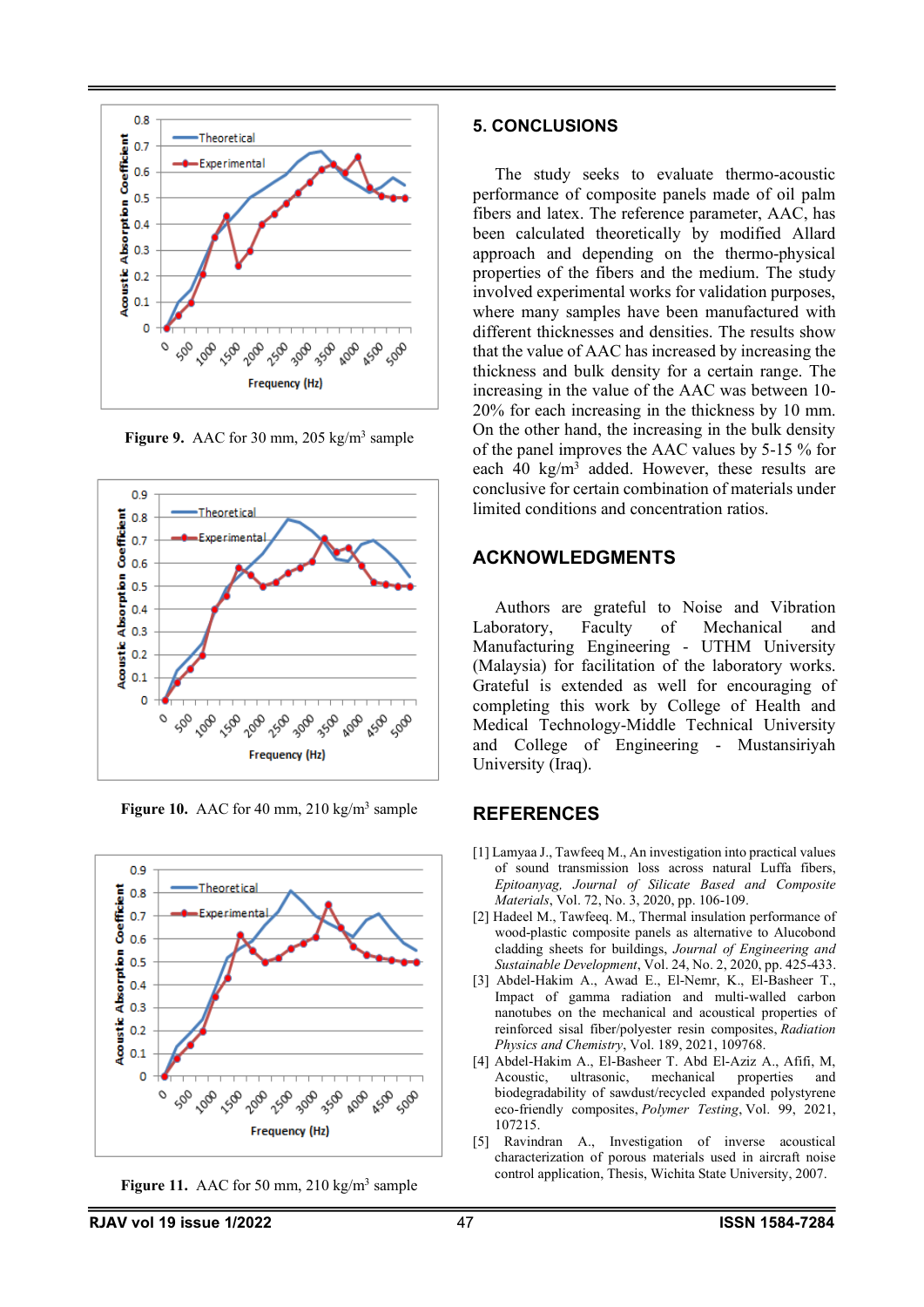Figure 9. AAC for 30 mm, 205 kg/m$^3$ sample

Figure 10. AAC for 40 mm, 210 kg/m$^3$ sample

Figure 11. AAC for 50 mm, 210 kg/m$^3$ sample

## 5. CONCLUSIONS

The study seeks to evaluate thermo-acoustic performance of composite panels made of oil palm fibers and latex. The reference parameter, AAC, has been calculated theoretically by modified Allard approach and depending on the thermo-physical properties of the fibers and the medium. The study involved experimental works for validation purposes, where many samples have been manufactured with different thicknesses and densities. The results show that the value of AAC has increased by increasing the thickness and bulk density for a certain range. The increasing in the value of the AAC was between 10-20% for each increasing in the thickness by 10 mm. On the other hand, the increasing in the bulk density of the panel improves the AAC values by 5-15 % for each 40 kg/m$^3$ added. However, these results are conclusive for certain combination of materials under limited conditions and concentration ratios.

## ACKNOWLEDGMENTS

Authors are grateful to Noise and Vibration Laboratory, Faculty of Mechanical and Manufacturing Engineering - UTHM University (Malaysia) for facilitation of the laboratory works. Grateful is extended as well for encouraging of completing this work by College of Health and Medical Technology-Middle Technical University and College of Engineering - Mustansiriyah University (Iraq).

## REFERENCES

[1] Lamyaa J., Tawfeeq M., An investigation into practical values of sound transmission loss across natural Luffa fibers, *Epitoanyag, Journal of Silicate Based and Composite Materials*, Vol. 72, No. 3, 2020, pp. 106-109.

[2] Hadeel M., Tawfeeq. M., Thermal insulation performance of wood-plastic composite panels as alternative to Alucobond cladding sheets for buildings, *Journal of Engineering and Sustainable Development*, Vol. 24, No. 2, 2020, pp. 425-433.

[3] Abdel-Hakim A., Awad E., El-Nemr, K., El-Basheer T., Impact of gamma radiation and multi-walled carbon nanotubes on the mechanical and acoustical properties of reinforced sisal fiber/polyester resin composites, *Radiation Physics and Chemistry*, Vol. 189, 2021, 109768.

[4] Abdel-Hakim A., El-Basheer T. Abd El-Aziz A., Afifi, M, Acoustic, ultrasonic, mechanical properties and biodegradability of sawdust/recycled expanded polystyrene eco-friendly composites, *Polymer Testing*, Vol. 99, 2021, 107215.

[5] Ravindran A., Investigation of inverse acoustical characterization of porous materials used in aircraft noise control application, Thesis, Wichita State University, 2007.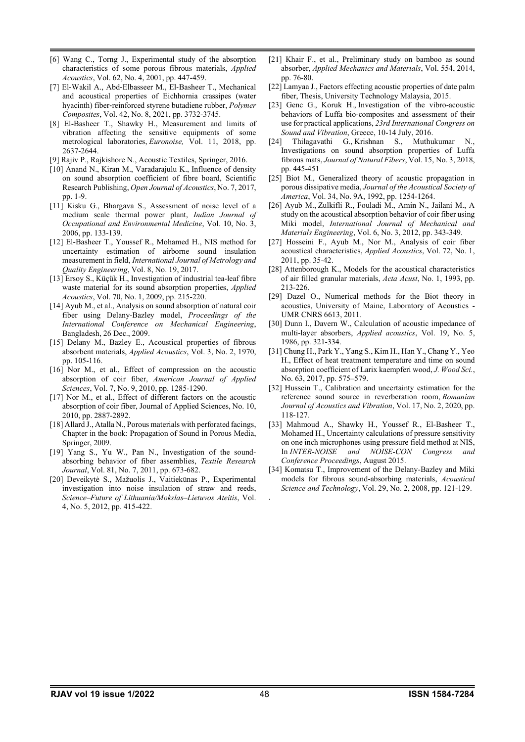[6] Wang C., Torng J., Experimental study of the absorption characteristics of some porous fibrous materials, *Applied Acoustics*, Vol. 62, No. 4, 2001, pp. 447-459.

[7] El-Wakil A., Abd-Elbasseer M., El-Basheer T., Mechanical and acoustical properties of Eichhornia crassipes (water hyacinth) fiber-reinforced styrene butadiene rubber, *Polymer Composites*, Vol. 42, No. 8, 2021, pp. 3732-3745.

[8] El-Basheer T., Shawky H., Measurement and limits of vibration affecting the sensitive equipments of some metrological laboratories, *Euronoise,* Vol. 11, 2018, pp. 2637-2644.

[9] Rajiv P., Rajkishore N., Acoustic Textiles, Springer, 2016.

[10] Anand N., Kiran M., Varadarajulu K., Influence of density on sound absorption coefficient of fibre board, Scientific Research Publishing, *Open Journal of Acoustics*, No. 7, 2017, pp. 1-9.

[11] Kisku G., Bhargava S., Assessment of noise level of a medium scale thermal power plant, *Indian Journal of Occupational and Environmental Medicine*, Vol. 10, No. 3, 2006, pp. 133-139.

[12] El-Basheer T., Youssef R., Mohamed H., NIS method for uncertainty estimation of airborne sound insulation measurement in field, *International Journal of Metrology and Quality Engineering*, Vol. 8, No. 19, 2017.

[13] Ersoy S., Küçük H., Investigation of industrial tea-leaf fibre waste material for its sound absorption properties, *Applied Acoustics*, Vol. 70, No. 1, 2009, pp. 215-220.

[14] Ayub M., et al., Analysis on sound absorption of natural coir fiber using Delany-Bazley model, *Proceedings of the International Conference on Mechanical Engineering*, Bangladesh, 26 Dec., 2009.

[15] Delany M., Bazley E., Acoustical properties of fibrous absorbent materials, *Applied Acoustics*, Vol. 3, No. 2, 1970, pp. 105-116.

[16] Nor M., et al., Effect of compression on the acoustic absorption of coir fiber, *American Journal of Applied Sciences*, Vol. 7, No. 9, 2010, pp. 1285-1290.

[17] Nor M., et al., Effect of different factors on the acoustic absorption of coir fiber, Journal of Applied Sciences, No. 10, 2010, pp. 2887-2892.

[18] Allard J., Atalla N., Porous materials with perforated facings, Chapter in the book: Propagation of Sound in Porous Media, Springer, 2009.

[19] Yang S., Yu W., Pan N., Investigation of the sound-absorbing behavior of fiber assemblies, *Textile Research Journal*, Vol. 81, No. 7, 2011, pp. 673-682.

[20] Deveikytė S., Mažuolis J., Vaitiekūnas P., Experimental investigation into noise insulation of straw and reeds, *Science–Future of Lithuania/Mokslas–Lietuvos Ateitis*, Vol. 4, No. 5, 2012, pp. 415-422.

[21] Khair F., et al., Preliminary study on bamboo as sound absorber, *Applied Mechanics and Materials*, Vol. 554, 2014, pp. 76-80.

[22] Lamyaa J., Factors effecting acoustic properties of date palm fiber, Thesis, University Technology Malaysia, 2015.

[23] Genc G., Koruk H., Investigation of the vibro-acoustic behaviors of Luffa bio-composites and assessment of their use for practical applications, *23rd International Congress on Sound and Vibration*, Greece, 10-14 July, 2016.

[24] Thilagavathi G., Krishnan S., Muthukumar N., Investigations on sound absorption properties of Luffa fibrous mats, *Journal of Natural Fibers*, Vol. 15, No. 3, 2018, pp. 445-451

[25] Biot M., Generalized theory of acoustic propagation in porous dissipative media, *Journal of the Acoustical Society of America*, Vol. 34, No. 9A, 1992, pp. 1254-1264.

[26] Ayub M., Zulkifli R., Fouladi M., Amin N., Jailani M., A study on the acoustical absorption behavior of coir fiber using Miki model, *International Journal of Mechanical and Materials Engineering*, Vol. 6, No. 3, 2012, pp. 343-349.

[27] Hosseini F., Ayub M., Nor M., Analysis of coir fiber acoustical characteristics, *Applied Acoustics*, Vol. 72, No. 1, 2011, pp. 35-42.

[28] Attenborough K., Models for the acoustical characteristics of air filled granular materials, *Acta Acust*, No. 1, 1993, pp. 213-226.

[29] Dazel O., Numerical methods for the Biot theory in acoustics, University of Maine, Laboratory of Acoustics - UMR CNRS 6613, 2011.

[30] Dunn I., Davern W., Calculation of acoustic impedance of multi-layer absorbers, *Applied acoustics*, Vol. 19, No. 5, 1986, pp. 321-334.

[31] Chung H., Park Y., Yang S., Kim H., Han Y., Chang Y., Yeo H., Effect of heat treatment temperature and time on sound absorption coefficient of Larix kaempferi wood, *J. Wood Sci.*, No. 63, 2017, pp. 575–579.

[32] Hussein T., Calibration and uncertainty estimation for the reference sound source in reverberation room, *Romanian Journal of Acoustics and Vibration*, Vol. 17, No. 2, 2020, pp. 118-127.

[33] Mahmoud A., Shawky H., Youssef R., El-Basheer T., Mohamed H., Uncertainty calculations of pressure sensitivity on one inch microphones using pressure field method at NIS, In *INTER-NOISE and NOISE-CON Congress and Conference Proceedings*, August 2015.

[34] Komatsu T., Improvement of the Delany-Bazley and Miki models for fibrous sound-absorbing materials, *Acoustical Science and Technology*, Vol. 29, No. 2, 2008, pp. 121-129.